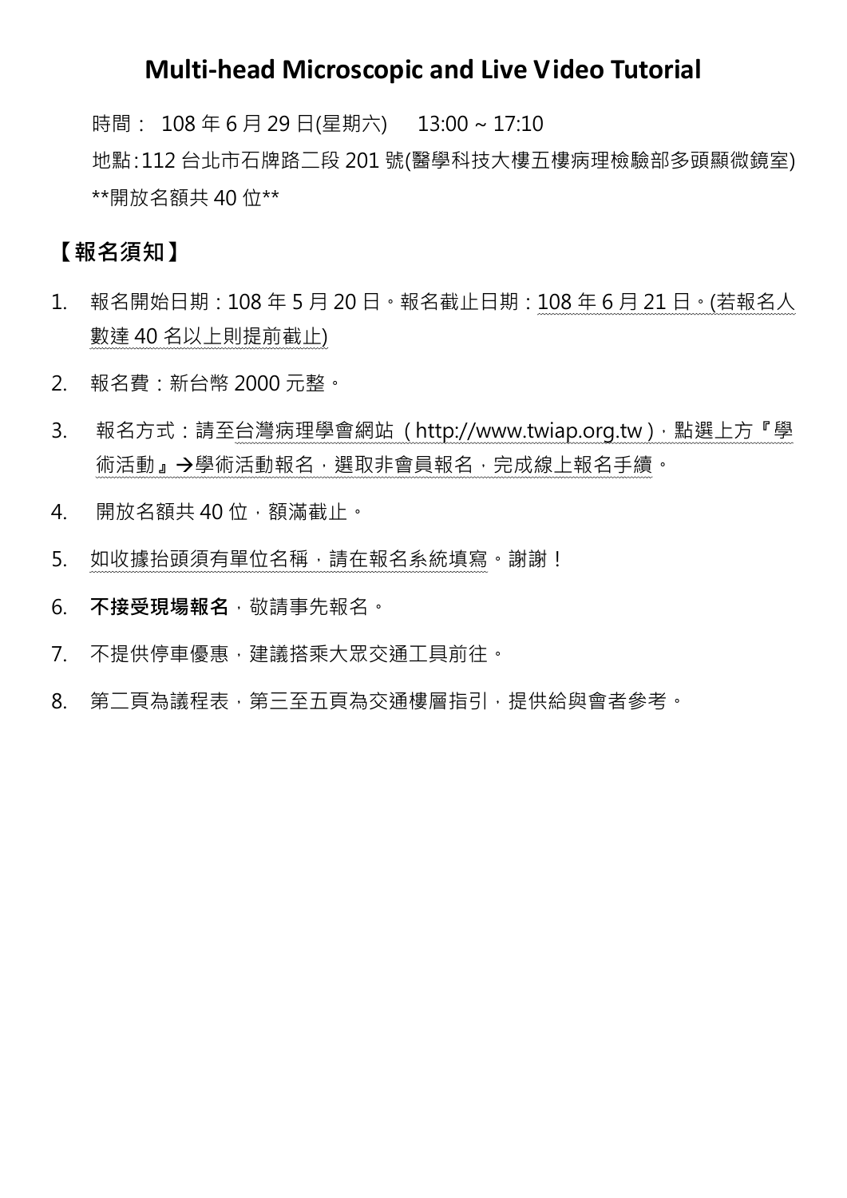# Multi-head Microscopic and Live Video Tutorial

時間： 108 年 6 月 29 日(星期六)　 13:00 ~ 17:10

地點:112 台北市石牌路二段 201 號(醫學科技大樓五樓病理檢驗部多頭顯微鏡室)

**開放名額共 40 位**

## 【報名須知】

1. 報名開始日期：108 年 5 月 20 日。報名截止日期：108 年 6 月 21 日。(若報名人數達 40 名以上則提前截止)
2. 報名費：新台幣 2000 元整。
3. 報名方式：請至台灣病理學會網站（http://www.twiap.org.tw），點選上方『學術活動』→學術活動報名，選取非會員報名，完成線上報名手續。
4. 開放名額共 40 位，額滿截止。
5. 如收據抬頭須有單位名稱，請在報名系統填寫。謝謝！
6. **不接受現場報名**，敬請事先報名。
7. 不提供停車優惠，建議搭乘大眾交通工具前往。
8. 第二頁為議程表，第三至五頁為交通樓層指引，提供給與會者參考。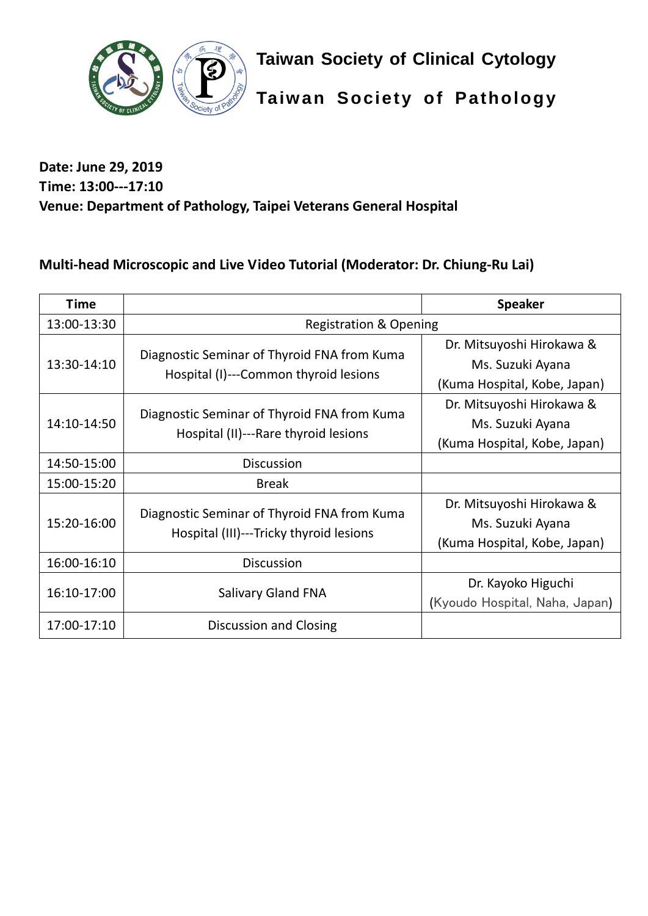**Taiwan Society of Clinical Cytology**

**Taiwan Society of Pathology**

**Date: June 29, 2019**
**Time: 13:00---17:10**
**Venue: Department of Pathology, Taipei Veterans General Hospital**

**Multi-head Microscopic and Live Video Tutorial (Moderator: Dr. Chiung-Ru Lai)**

| Time | | Speaker |
|---|---|---|
| 13:00-13:30 | Registration & Opening | |
| 13:30-14:10 | Diagnostic Seminar of Thyroid FNA from Kuma Hospital (I)---Common thyroid lesions | Dr. Mitsuyoshi Hirokawa & Ms. Suzuki Ayana (Kuma Hospital, Kobe, Japan) |
| 14:10-14:50 | Diagnostic Seminar of Thyroid FNA from Kuma Hospital (II)---Rare thyroid lesions | Dr. Mitsuyoshi Hirokawa & Ms. Suzuki Ayana (Kuma Hospital, Kobe, Japan) |
| 14:50-15:00 | Discussion | |
| 15:00-15:20 | Break | |
| 15:20-16:00 | Diagnostic Seminar of Thyroid FNA from Kuma Hospital (III)---Tricky thyroid lesions | Dr. Mitsuyoshi Hirokawa & Ms. Suzuki Ayana (Kuma Hospital, Kobe, Japan) |
| 16:00-16:10 | Discussion | |
| 16:10-17:00 | Salivary Gland FNA | Dr. Kayoko Higuchi (Kyoudo Hospital, Naha, Japan) |
| 17:00-17:10 | Discussion and Closing | |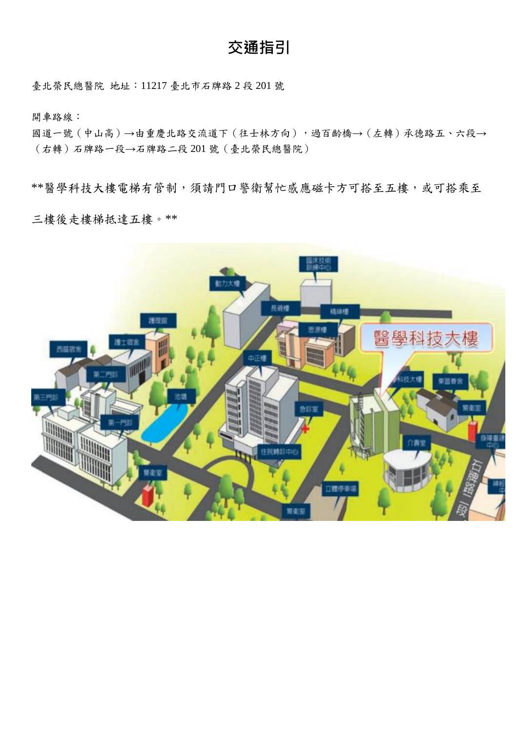# 交通指引

臺北榮民總醫院 地址：11217 臺北市石牌路 2 段 201 號

開車路線：

國道一號（中山高）→由重慶北路交流道下（往士林方向），過百齡橋→（左轉）承德路五、六段→（右轉）石牌路一段→石牌路二段 201 號（臺北榮民總醫院）

**醫學科技大樓電梯有管制，須請門口警衛幫忙感應磁卡方可搭至五樓，或可搭乘至三樓後走樓梯抵達五樓。**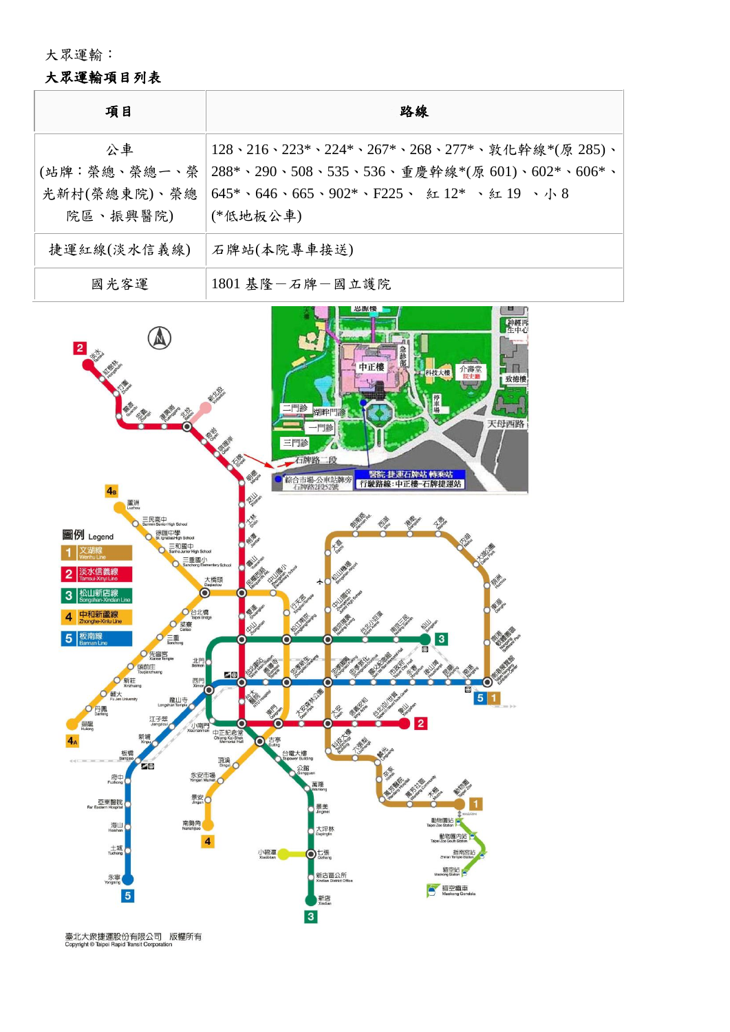大眾運輸：

**大眾運輸項目列表**

| 項目 | 路線 |
| --- | --- |
| 公車<br>(站牌：榮總、榮總一、榮光新村(榮總東院)、榮總院區、振興醫院) | 128、216、223*、224*、267*、268、277*、敦化幹線*(原 285)、288*、290、508、535、536、重慶幹線*(原 601)、602*、606*、645*、646、665、902*、F225、 紅 12* 、紅 19 、小 8<br>(*低地板公車) |
| 捷運紅線(淡水信義線) | 石牌站(本院專車接送) |
| 國光客運 | 1801 基隆－石牌－國立護院 |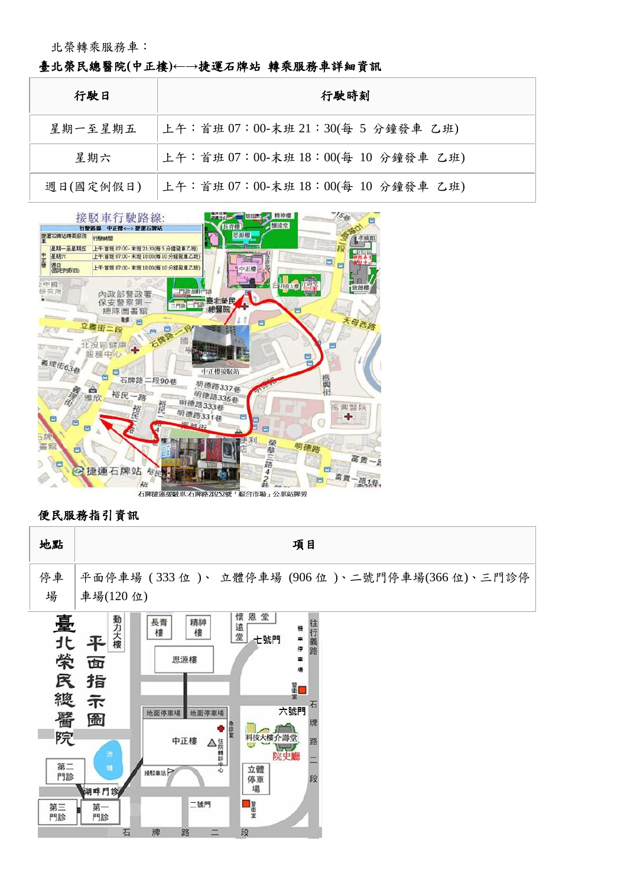北榮轉乘服務車：

**臺北榮民總醫院(中正樓)←→捷運石牌站 轉乘服務車詳細資訊**

| 行駛日 | 行駛時刻 |
|---|---|
| 星期一至星期五 | 上午：首班 07：00-末班 21：30(每 5 分鐘發車 乙班) |
| 星期六 | 上午：首班 07：00-末班 18：00(每 10 分鐘發車 乙班) |
| 週日(國定例假日) | 上午：首班 07：00-末班 18：00(每 10 分鐘發車 乙班) |

**便民服務指引資訊**

| 地點 | 項目 |
|---|---|
| 停車場 | 平面停車場（333 位）、立體停車場 (906 位)、二號門停車場(366 位)、三門診停車場(120 位) |